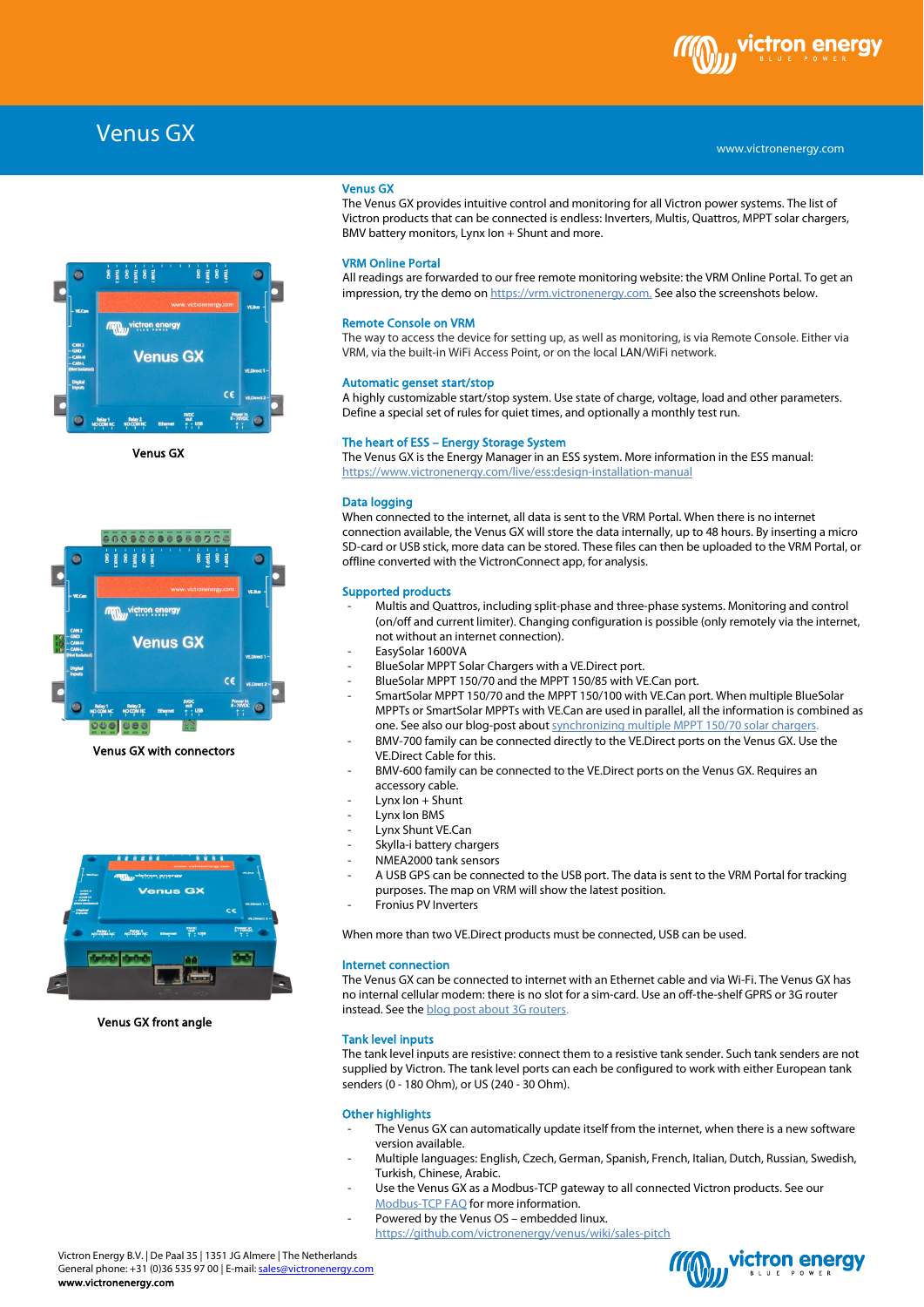# Venus GX

www.victronenergy.com

Venus GX

Venus GX with connectors

Venus GX front angle

## Venus GX

The Venus GX provides intuitive control and monitoring for all Victron power systems. The list of Victron products that can be connected is endless: Inverters, Multis, Quattros, MPPT solar chargers, BMV battery monitors, Lynx Ion + Shunt and more.

## VRM Online Portal

All readings are forwarded to our free remote monitoring website: the VRM Online Portal. To get an impression, try the demo on https://vrm.victronenergy.com. See also the screenshots below.

## Remote Console on VRM

The way to access the device for setting up, as well as monitoring, is via Remote Console. Either via VRM, via the built-in WiFi Access Point, or on the local LAN/WiFi network.

## Automatic genset start/stop

A highly customizable start/stop system. Use state of charge, voltage, load and other parameters. Define a special set of rules for quiet times, and optionally a monthly test run.

## The heart of ESS – Energy Storage System

The Venus GX is the Energy Manager in an ESS system. More information in the ESS manual: https://www.victronenergy.com/live/ess:design-installation-manual

## Data logging

When connected to the internet, all data is sent to the VRM Portal. When there is no internet connection available, the Venus GX will store the data internally, up to 48 hours. By inserting a micro SD-card or USB stick, more data can be stored. These files can then be uploaded to the VRM Portal, or offline converted with the VictronConnect app, for analysis.

## Supported products

- Multis and Quattros, including split-phase and three-phase systems. Monitoring and control (on/off and current limiter). Changing configuration is possible (only remotely via the internet, not without an internet connection).
- EasySolar 1600VA
- BlueSolar MPPT Solar Chargers with a VE.Direct port.
- BlueSolar MPPT 150/70 and the MPPT 150/85 with VE.Can port.
- SmartSolar MPPT 150/70 and the MPPT 150/100 with VE.Can port. When multiple BlueSolar MPPTs or SmartSolar MPPTs with VE.Can are used in parallel, all the information is combined as one. See also our blog-post about synchronizing multiple MPPT 150/70 solar chargers.
- BMV-700 family can be connected directly to the VE.Direct ports on the Venus GX. Use the VE.Direct Cable for this.
- BMV-600 family can be connected to the VE.Direct ports on the Venus GX. Requires an accessory cable.
- Lynx Ion + Shunt
- Lynx Ion BMS
- Lynx Shunt VE.Can
- Skylla-i battery chargers
- NMEA2000 tank sensors
- A USB GPS can be connected to the USB port. The data is sent to the VRM Portal for tracking purposes. The map on VRM will show the latest position.
- Fronius PV Inverters

When more than two VE.Direct products must be connected, USB can be used.

## Internet connection

The Venus GX can be connected to internet with an Ethernet cable and via Wi-Fi. The Venus GX has no internal cellular modem: there is no slot for a sim-card. Use an off-the-shelf GPRS or 3G router instead. See the blog post about 3G routers.

## Tank level inputs

The tank level inputs are resistive: connect them to a resistive tank sender. Such tank senders are not supplied by Victron. The tank level ports can each be configured to work with either European tank senders (0 - 180 Ohm), or US (240 - 30 Ohm).

## Other highlights

- The Venus GX can automatically update itself from the internet, when there is a new software version available.
- Multiple languages: English, Czech, German, Spanish, French, Italian, Dutch, Russian, Swedish, Turkish, Chinese, Arabic.
- Use the Venus GX as a Modbus-TCP gateway to all connected Victron products. See our Modbus-TCP FAQ for more information.
- Powered by the Venus OS – embedded linux. https://github.com/victronenergy/venus/wiki/sales-pitch

Victron Energy B.V. | De Paal 35 | 1351 JG Almere | The Netherlands
General phone: +31 (0)36 535 97 00 | E-mail: sales@victronenergy.com
www.victronenergy.com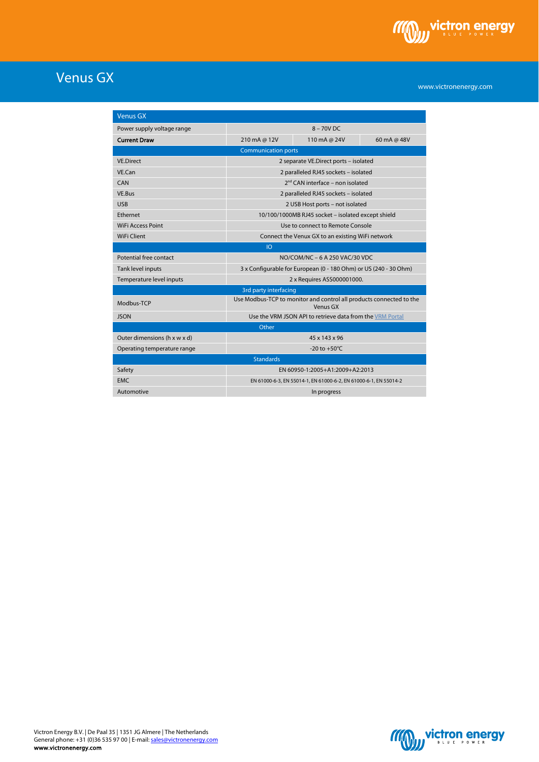# Venus GX

www.victronenergy.com

| Venus GX | | | |
|---|---|---|---|
| Power supply voltage range | 8 – 70V DC | | |
| **Current Draw** | 210 mA @ 12V | 110 mA @ 24V | 60 mA @ 48V |
| Communication ports | | | |
| VE.Direct | 2 separate VE.Direct ports – isolated | | |
| VE.Can | 2 paralleled RJ45 sockets – isolated | | |
| CAN | 2nd CAN interface – non isolated | | |
| VE.Bus | 2 paralleled RJ45 sockets – isolated | | |
| USB | 2 USB Host ports – not isolated | | |
| Ethernet | 10/100/1000MB RJ45 socket – isolated except shield | | |
| WiFi Access Point | Use to connect to Remote Console | | |
| WiFi Client | Connect the Venux GX to an existing WiFi network | | |
| IO | | | |
| Potential free contact | NO/COM/NC – 6 A 250 VAC/30 VDC | | |
| Tank level inputs | 3 x Configurable for European (0 - 180 Ohm) or US (240 - 30 Ohm) | | |
| Temperature level inputs | 2 x Requires ASS000001000. | | |
| 3rd party interfacing | | | |
| Modbus-TCP | Use Modbus-TCP to monitor and control all products connected to the Venus GX | | |
| JSON | Use the VRM JSON API to retrieve data from the VRM Portal | | |
| Other | | | |
| Outer dimensions (h x w x d) | 45 x 143 x 96 | | |
| Operating temperature range | -20 to +50°C | | |
| Standards | | | |
| Safety | EN 60950-1:2005+A1:2009+A2:2013 | | |
| EMC | EN 61000-6-3, EN 55014-1, EN 61000-6-2, EN 61000-6-1, EN 55014-2 | | |
| Automotive | In progress | | |

Victron Energy B.V. | De Paal 35 | 1351 JG Almere | The Netherlands
General phone: +31 (0)36 535 97 00 | E-mail: sales@victronenergy.com
**www.victronenergy.com**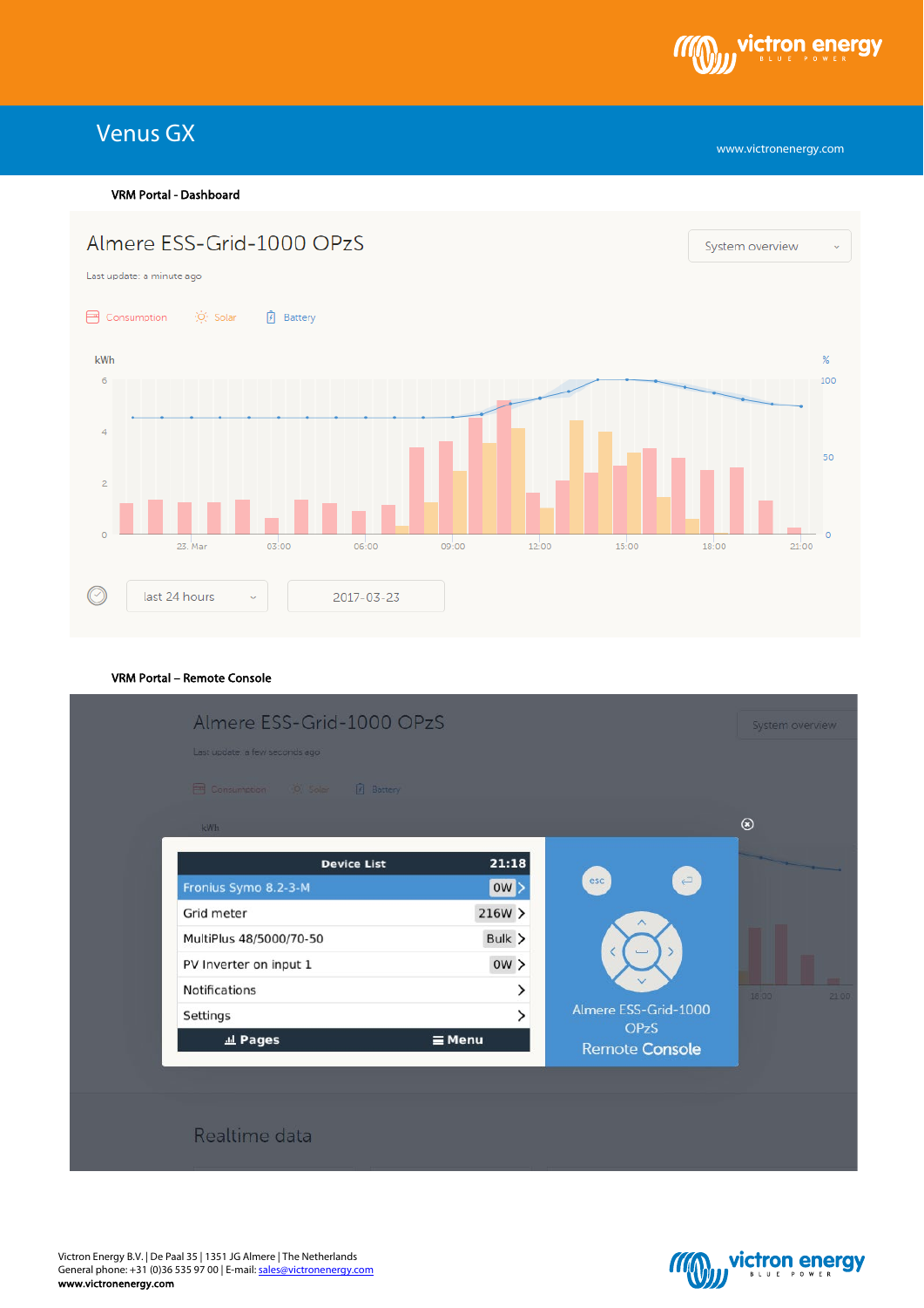Venus GX

www.victronenergy.com

**VRM Portal - Dashboard**

Almere ESS-Grid-1000 OPzS

Last update: a minute ago

System overview

Consumption Solar Battery

kWh

6
4
2
0

%

100
50
0

23. Mar 03:00 06:00 09:00 12:00 15:00 18:00 21:00

last 24 hours

2017-03-23

**VRM Portal – Remote Console**

Almere ESS-Grid-1000 OPzS

Last update: a few seconds ago

System overview

Consumption Solar Battery

kWh

| Device List | 21:18 |
|---|---|
| Fronius Symo 8.2-3-M | 0W > |
| Grid meter | 216W > |
| MultiPlus 48/5000/70-50 | Bulk > |
| PV Inverter on input 1 | 0W > |
| Notifications | > |
| Settings | > |
| Pages | Menu |

esc

Almere ESS-Grid-1000 OPzS

Remote Console

18:00 21:00

Realtime data

Victron Energy B.V. | De Paal 35 | 1351 JG Almere | The Netherlands
General phone: +31 (0)36 535 97 00 | E-mail: sales@victronenergy.com
**www.victronenergy.com**